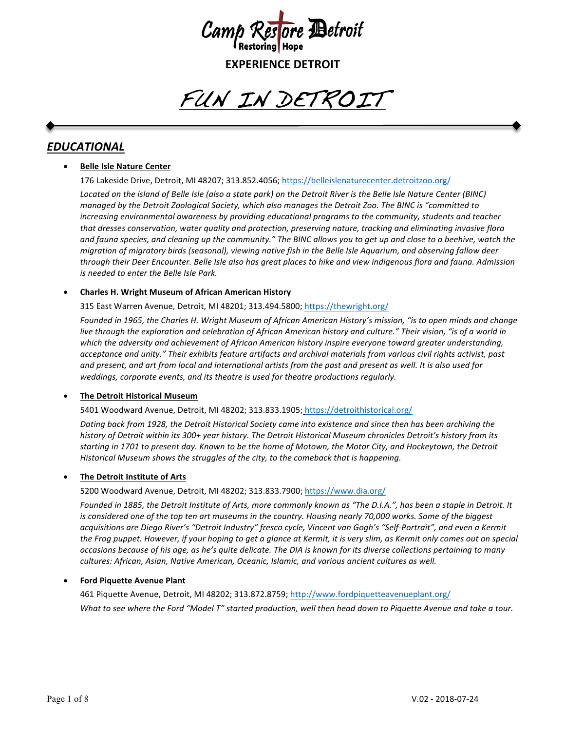Camp Restore Detroit
Restoring | Hope

**EXPERIENCE DETROIT**

# FUN IN DETROIT

---

## *EDUCATIONAL*

- **Belle Isle Nature Center**

  176 Lakeside Drive, Detroit, MI 48207; 313.852.4056; https://belleislenaturecenter.detroitzoo.org/

  *Located on the island of Belle Isle (also a state park) on the Detroit River is the Belle Isle Nature Center (BINC) managed by the Detroit Zoological Society, which also manages the Detroit Zoo. The BINC is "committed to increasing environmental awareness by providing educational programs to the community, students and teacher that dresses conservation, water quality and protection, preserving nature, tracking and eliminating invasive flora and fauna species, and cleaning up the community." The BINC allows you to get up and close to a beehive, watch the migration of migratory birds (seasonal), viewing native fish in the Belle Isle Aquarium, and observing fallow deer through their Deer Encounter. Belle Isle also has great places to hike and view indigenous flora and fauna. Admission is needed to enter the Belle Isle Park.*

- **Charles H. Wright Museum of African American History**

  315 East Warren Avenue, Detroit, MI 48201; 313.494.5800; https://thewright.org/

  *Founded in 1965, the Charles H. Wright Museum of African American History's mission, "is to open minds and change live through the exploration and celebration of African American history and culture." Their vision, "is of a world in which the adversity and achievement of African American history inspire everyone toward greater understanding, acceptance and unity." Their exhibits feature artifacts and archival materials from various civil rights activist, past and present, and art from local and international artists from the past and present as well. It is also used for weddings, corporate events, and its theatre is used for theatre productions regularly.*

- **The Detroit Historical Museum**

  5401 Woodward Avenue, Detroit, MI 48202; 313.833.1905; https://detroithistorical.org/

  *Dating back from 1928, the Detroit Historical Society came into existence and since then has been archiving the history of Detroit within its 300+ year history. The Detroit Historical Museum chronicles Detroit's history from its starting in 1701 to present day. Known to be the home of Motown, the Motor City, and Hockeytown, the Detroit Historical Museum shows the struggles of the city, to the comeback that is happening.*

- **The Detroit Institute of Arts**

  5200 Woodward Avenue, Detroit, MI 48202; 313.833.7900; https://www.dia.org/

  *Founded in 1885, the Detroit Institute of Arts, more commonly known as "The D.I.A.", has been a staple in Detroit. It is considered one of the top ten art museums in the country. Housing nearly 70,000 works. Some of the biggest acquisitions are Diego River's "Detroit Industry" fresco cycle, Vincent van Gogh's "Self-Portrait", and even a Kermit the Frog puppet. However, if your hoping to get a glance at Kermit, it is very slim, as Kermit only comes out on special occasions because of his age, as he's quite delicate. The DIA is known for its diverse collections pertaining to many cultures: African, Asian, Native American, Oceanic, Islamic, and various ancient cultures as well.*

- **Ford Piquette Avenue Plant**

  461 Piquette Avenue, Detroit, MI 48202; 313.872.8759; http://www.fordpiquetteavenueplant.org/

  *What to see where the Ford "Model T" started production, well then head down to Piquette Avenue and take a tour.*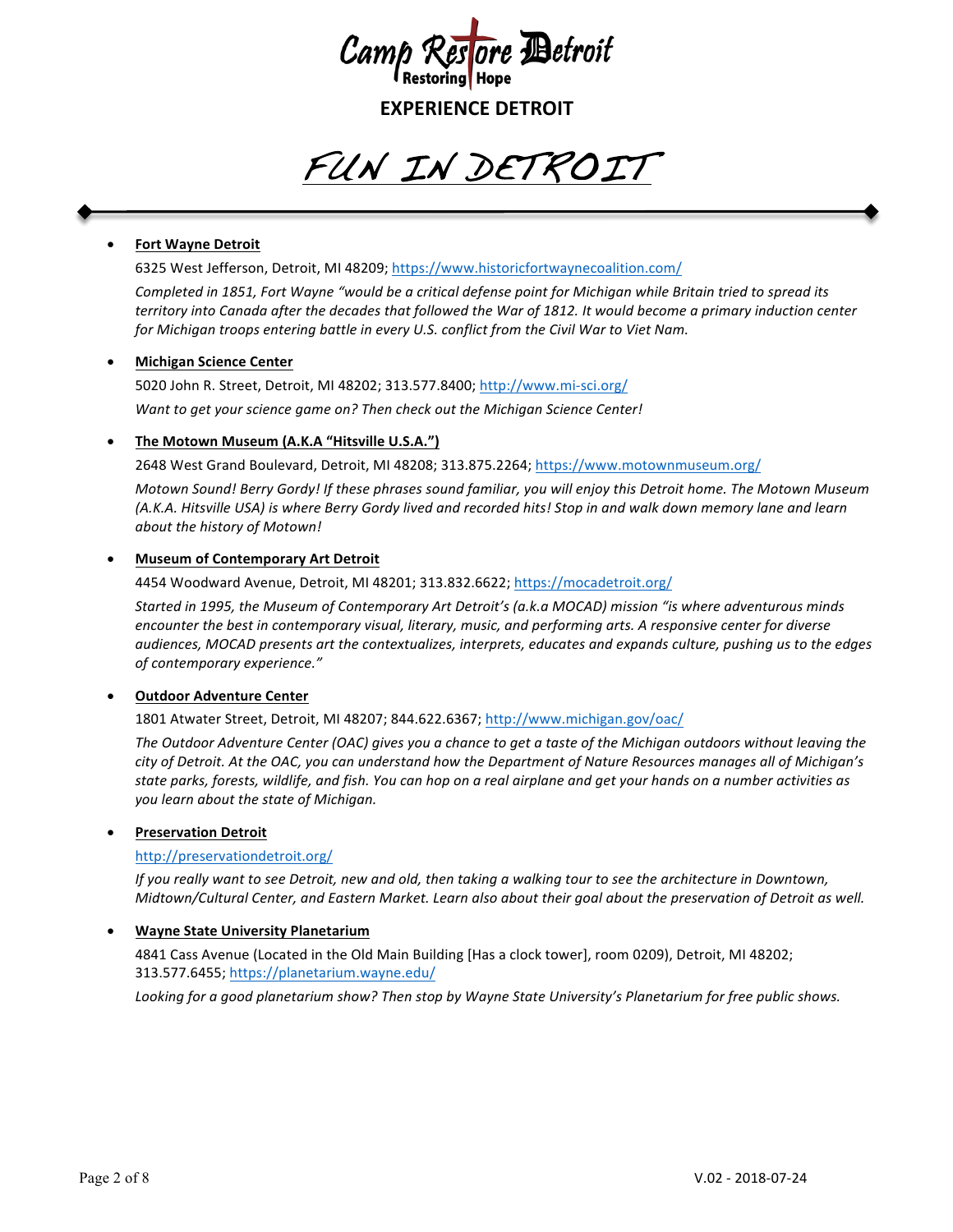# Camp Restore Detroit

Restoring | Hope

## EXPERIENCE DETROIT

# FUN IN DETROIT

- **Fort Wayne Detroit**

  6325 West Jefferson, Detroit, MI 48209; https://www.historicfortwaynecoalition.com/

  *Completed in 1851, Fort Wayne "would be a critical defense point for Michigan while Britain tried to spread its territory into Canada after the decades that followed the War of 1812. It would become a primary induction center for Michigan troops entering battle in every U.S. conflict from the Civil War to Viet Nam.*

- **Michigan Science Center**

  5020 John R. Street, Detroit, MI 48202; 313.577.8400; http://www.mi-sci.org/

  *Want to get your science game on? Then check out the Michigan Science Center!*

- **The Motown Museum (A.K.A "Hitsville U.S.A.")**

  2648 West Grand Boulevard, Detroit, MI 48208; 313.875.2264; https://www.motownmuseum.org/

  *Motown Sound! Berry Gordy! If these phrases sound familiar, you will enjoy this Detroit home. The Motown Museum (A.K.A. Hitsville USA) is where Berry Gordy lived and recorded hits! Stop in and walk down memory lane and learn about the history of Motown!*

- **Museum of Contemporary Art Detroit**

  4454 Woodward Avenue, Detroit, MI 48201; 313.832.6622; https://mocadetroit.org/

  *Started in 1995, the Museum of Contemporary Art Detroit's (a.k.a MOCAD) mission "is where adventurous minds encounter the best in contemporary visual, literary, music, and performing arts. A responsive center for diverse audiences, MOCAD presents art the contextualizes, interprets, educates and expands culture, pushing us to the edges of contemporary experience."*

- **Outdoor Adventure Center**

  1801 Atwater Street, Detroit, MI 48207; 844.622.6367; http://www.michigan.gov/oac/

  *The Outdoor Adventure Center (OAC) gives you a chance to get a taste of the Michigan outdoors without leaving the city of Detroit. At the OAC, you can understand how the Department of Nature Resources manages all of Michigan's state parks, forests, wildlife, and fish. You can hop on a real airplane and get your hands on a number activities as you learn about the state of Michigan.*

- **Preservation Detroit**

  http://preservationdetroit.org/

  *If you really want to see Detroit, new and old, then taking a walking tour to see the architecture in Downtown, Midtown/Cultural Center, and Eastern Market. Learn also about their goal about the preservation of Detroit as well.*

- **Wayne State University Planetarium**

  4841 Cass Avenue (Located in the Old Main Building [Has a clock tower], room 0209), Detroit, MI 48202; 313.577.6455; https://planetarium.wayne.edu/

  *Looking for a good planetarium show? Then stop by Wayne State University's Planetarium for free public shows.*

V.02 - 2018-07-24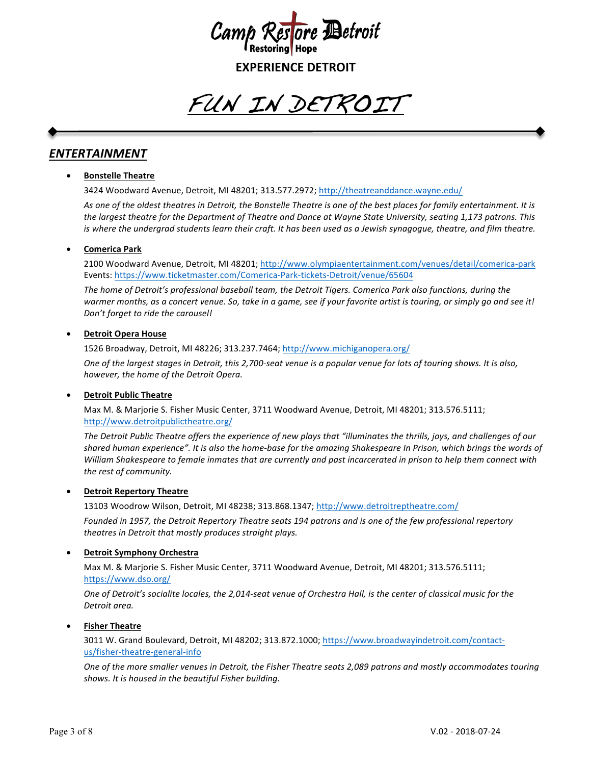Camp Restore Detroit
Restoring | Hope

**EXPERIENCE DETROIT**

# FUN IN DETROIT

## *ENTERTAINMENT*

- **Bonstelle Theatre**

  3424 Woodward Avenue, Detroit, MI 48201; 313.577.2972; http://theatreanddance.wayne.edu/

  *As one of the oldest theatres in Detroit, the Bonstelle Theatre is one of the best places for family entertainment. It is the largest theatre for the Department of Theatre and Dance at Wayne State University, seating 1,173 patrons. This is where the undergrad students learn their craft. It has been used as a Jewish synagogue, theatre, and film theatre.*

- **Comerica Park**

  2100 Woodward Avenue, Detroit, MI 48201; http://www.olympiaentertainment.com/venues/detail/comerica-park
  Events: https://www.ticketmaster.com/Comerica-Park-tickets-Detroit/venue/65604

  *The home of Detroit's professional baseball team, the Detroit Tigers. Comerica Park also functions, during the warmer months, as a concert venue. So, take in a game, see if your favorite artist is touring, or simply go and see it! Don't forget to ride the carousel!*

- **Detroit Opera House**

  1526 Broadway, Detroit, MI 48226; 313.237.7464; http://www.michiganopera.org/

  *One of the largest stages in Detroit, this 2,700-seat venue is a popular venue for lots of touring shows. It is also, however, the home of the Detroit Opera.*

- **Detroit Public Theatre**

  Max M. & Marjorie S. Fisher Music Center, 3711 Woodward Avenue, Detroit, MI 48201; 313.576.5111; http://www.detroitpublictheatre.org/

  *The Detroit Public Theatre offers the experience of new plays that "illuminates the thrills, joys, and challenges of our shared human experience". It is also the home-base for the amazing Shakespeare In Prison, which brings the words of William Shakespeare to female inmates that are currently and past incarcerated in prison to help them connect with the rest of community.*

- **Detroit Repertory Theatre**

  13103 Woodrow Wilson, Detroit, MI 48238; 313.868.1347; http://www.detroitreptheatre.com/

  *Founded in 1957, the Detroit Repertory Theatre seats 194 patrons and is one of the few professional repertory theatres in Detroit that mostly produces straight plays.*

- **Detroit Symphony Orchestra**

  Max M. & Marjorie S. Fisher Music Center, 3711 Woodward Avenue, Detroit, MI 48201; 313.576.5111; https://www.dso.org/

  *One of Detroit's socialite locales, the 2,014-seat venue of Orchestra Hall, is the center of classical music for the Detroit area.*

- **Fisher Theatre**

  3011 W. Grand Boulevard, Detroit, MI 48202; 313.872.1000; https://www.broadwayindetroit.com/contact-us/fisher-theatre-general-info

  *One of the more smaller venues in Detroit, the Fisher Theatre seats 2,089 patrons and mostly accommodates touring shows. It is housed in the beautiful Fisher building.*

V.02 - 2018-07-24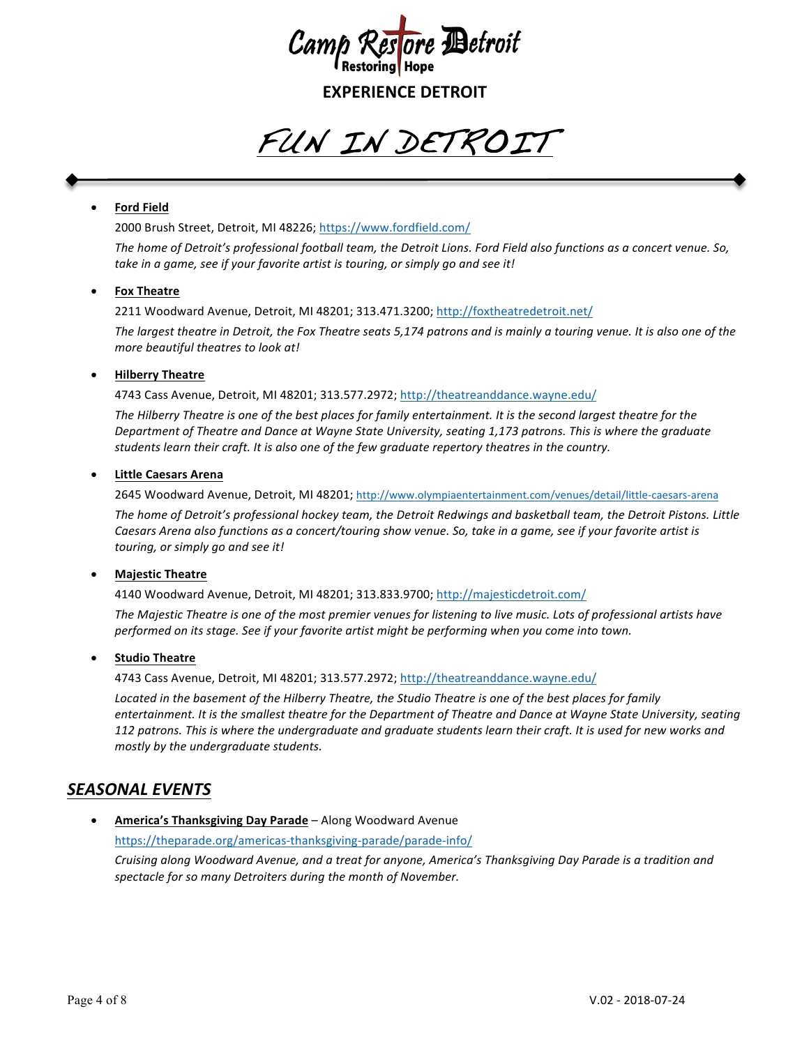# Camp Restore Detroit

Restoring | Hope

## EXPERIENCE DETROIT

# FUN IN DETROIT

---

- **Ford Field**

  2000 Brush Street, Detroit, MI 48226; https://www.fordfield.com/

  *The home of Detroit's professional football team, the Detroit Lions. Ford Field also functions as a concert venue. So, take in a game, see if your favorite artist is touring, or simply go and see it!*

- **Fox Theatre**

  2211 Woodward Avenue, Detroit, MI 48201; 313.471.3200; http://foxtheatredetroit.net/

  *The largest theatre in Detroit, the Fox Theatre seats 5,174 patrons and is mainly a touring venue. It is also one of the more beautiful theatres to look at!*

- **Hilberry Theatre**

  4743 Cass Avenue, Detroit, MI 48201; 313.577.2972; http://theatreanddance.wayne.edu/

  *The Hilberry Theatre is one of the best places for family entertainment. It is the second largest theatre for the Department of Theatre and Dance at Wayne State University, seating 1,173 patrons. This is where the graduate students learn their craft. It is also one of the few graduate repertory theatres in the country.*

- **Little Caesars Arena**

  2645 Woodward Avenue, Detroit, MI 48201; http://www.olympiaentertainment.com/venues/detail/little-caesars-arena

  *The home of Detroit's professional hockey team, the Detroit Redwings and basketball team, the Detroit Pistons. Little Caesars Arena also functions as a concert/touring show venue. So, take in a game, see if your favorite artist is touring, or simply go and see it!*

- **Majestic Theatre**

  4140 Woodward Avenue, Detroit, MI 48201; 313.833.9700; http://majesticdetroit.com/

  *The Majestic Theatre is one of the most premier venues for listening to live music. Lots of professional artists have performed on its stage. See if your favorite artist might be performing when you come into town.*

- **Studio Theatre**

  4743 Cass Avenue, Detroit, MI 48201; 313.577.2972; http://theatreanddance.wayne.edu/

  *Located in the basement of the Hilberry Theatre, the Studio Theatre is one of the best places for family entertainment. It is the smallest theatre for the Department of Theatre and Dance at Wayne State University, seating 112 patrons. This is where the undergraduate and graduate students learn their craft. It is used for new works and mostly by the undergraduate students.*

## *SEASONAL EVENTS*

- **America's Thanksgiving Day Parade** – Along Woodward Avenue

  https://theparade.org/americas-thanksgiving-parade/parade-info/

  *Cruising along Woodward Avenue, and a treat for anyone, America's Thanksgiving Day Parade is a tradition and spectacle for so many Detroiters during the month of November.*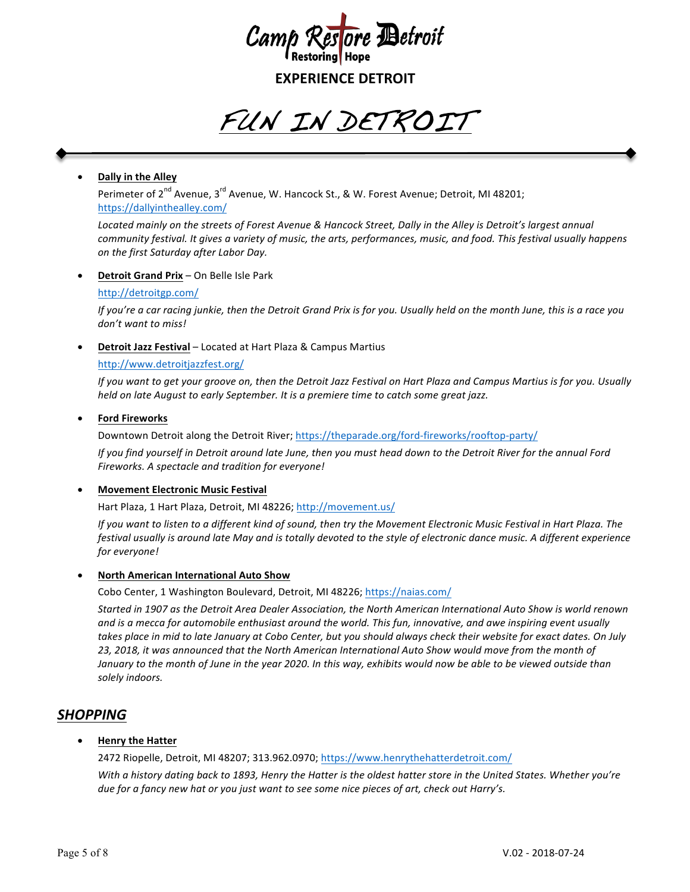Camp Restore Detroit
Restoring | Hope

**EXPERIENCE DETROIT**

# FUN IN DETROIT

---

- **Dally in the Alley**

  Perimeter of 2nd Avenue, 3rd Avenue, W. Hancock St., & W. Forest Avenue; Detroit, MI 48201; https://dallyinthealley.com/

  *Located mainly on the streets of Forest Avenue & Hancock Street, Dally in the Alley is Detroit's largest annual community festival. It gives a variety of music, the arts, performances, music, and food. This festival usually happens on the first Saturday after Labor Day.*

- **Detroit Grand Prix** – On Belle Isle Park

  http://detroitgp.com/

  *If you're a car racing junkie, then the Detroit Grand Prix is for you. Usually held on the month June, this is a race you don't want to miss!*

- **Detroit Jazz Festival** – Located at Hart Plaza & Campus Martius

  http://www.detroitjazzfest.org/

  *If you want to get your groove on, then the Detroit Jazz Festival on Hart Plaza and Campus Martius is for you. Usually held on late August to early September. It is a premiere time to catch some great jazz.*

- **Ford Fireworks**

  Downtown Detroit along the Detroit River; https://theparade.org/ford-fireworks/rooftop-party/

  *If you find yourself in Detroit around late June, then you must head down to the Detroit River for the annual Ford Fireworks. A spectacle and tradition for everyone!*

- **Movement Electronic Music Festival**

  Hart Plaza, 1 Hart Plaza, Detroit, MI 48226; http://movement.us/

  *If you want to listen to a different kind of sound, then try the Movement Electronic Music Festival in Hart Plaza. The festival usually is around late May and is totally devoted to the style of electronic dance music. A different experience for everyone!*

- **North American International Auto Show**

  Cobo Center, 1 Washington Boulevard, Detroit, MI 48226; https://naias.com/

  *Started in 1907 as the Detroit Area Dealer Association, the North American International Auto Show is world renown and is a mecca for automobile enthusiast around the world. This fun, innovative, and awe inspiring event usually takes place in mid to late January at Cobo Center, but you should always check their website for exact dates. On July 23, 2018, it was announced that the North American International Auto Show would move from the month of January to the month of June in the year 2020. In this way, exhibits would now be able to be viewed outside than solely indoors.*

## *SHOPPING*

- **Henry the Hatter**

  2472 Riopelle, Detroit, MI 48207; 313.962.0970; https://www.henrythehatterdetroit.com/

  *With a history dating back to 1893, Henry the Hatter is the oldest hatter store in the United States. Whether you're due for a fancy new hat or you just want to see some nice pieces of art, check out Harry's.*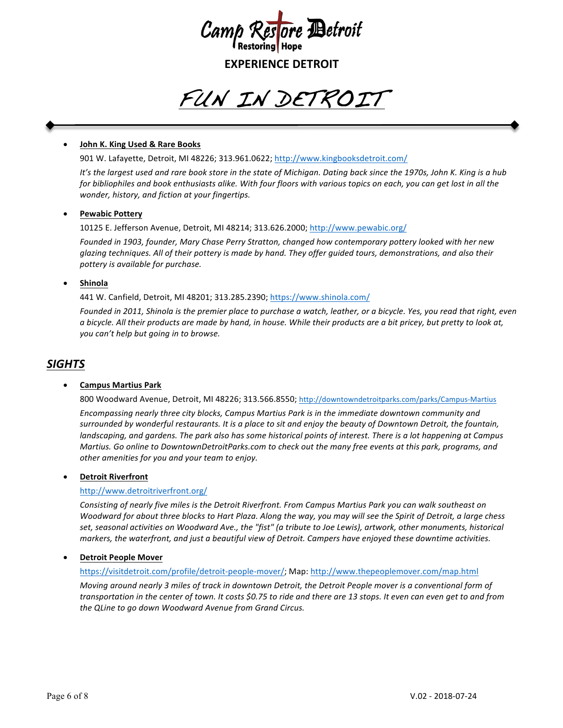Camp Restore Detroit
Restoring Hope

**EXPERIENCE DETROIT**

# FUN IN DETROIT

- **John K. King Used & Rare Books**

  901 W. Lafayette, Detroit, MI 48226; 313.961.0622; http://www.kingbooksdetroit.com/

  *It's the largest used and rare book store in the state of Michigan. Dating back since the 1970s, John K. King is a hub for bibliophiles and book enthusiasts alike. With four floors with various topics on each, you can get lost in all the wonder, history, and fiction at your fingertips.*

- **Pewabic Pottery**

  10125 E. Jefferson Avenue, Detroit, MI 48214; 313.626.2000; http://www.pewabic.org/

  *Founded in 1903, founder, Mary Chase Perry Stratton, changed how contemporary pottery looked with her new glazing techniques. All of their pottery is made by hand. They offer guided tours, demonstrations, and also their pottery is available for purchase.*

- **Shinola**

  441 W. Canfield, Detroit, MI 48201; 313.285.2390; https://www.shinola.com/

  *Founded in 2011, Shinola is the premier place to purchase a watch, leather, or a bicycle. Yes, you read that right, even a bicycle. All their products are made by hand, in house. While their products are a bit pricey, but pretty to look at, you can't help but going in to browse.*

## SIGHTS

- **Campus Martius Park**

  800 Woodward Avenue, Detroit, MI 48226; 313.566.8550; http://downtowndetroitparks.com/parks/Campus-Martius

  *Encompassing nearly three city blocks, Campus Martius Park is in the immediate downtown community and surrounded by wonderful restaurants. It is a place to sit and enjoy the beauty of Downtown Detroit, the fountain, landscaping, and gardens. The park also has some historical points of interest. There is a lot happening at Campus Martius. Go online to DowntownDetroitParks.com to check out the many free events at this park, programs, and other amenities for you and your team to enjoy.*

- **Detroit Riverfront**

  http://www.detroitriverfront.org/

  *Consisting of nearly five miles is the Detroit Riverfront. From Campus Martius Park you can walk southeast on Woodward for about three blocks to Hart Plaza. Along the way, you may will see the Spirit of Detroit, a large chess set, seasonal activities on Woodward Ave., the "fist" (a tribute to Joe Lewis), artwork, other monuments, historical markers, the waterfront, and just a beautiful view of Detroit. Campers have enjoyed these downtime activities.*

- **Detroit People Mover**

  https://visitdetroit.com/profile/detroit-people-mover/; Map: http://www.thepeoplemover.com/map.html

  *Moving around nearly 3 miles of track in downtown Detroit, the Detroit People mover is a conventional form of transportation in the center of town. It costs $0.75 to ride and there are 13 stops. It even can even get to and from the QLine to go down Woodward Avenue from Grand Circus.*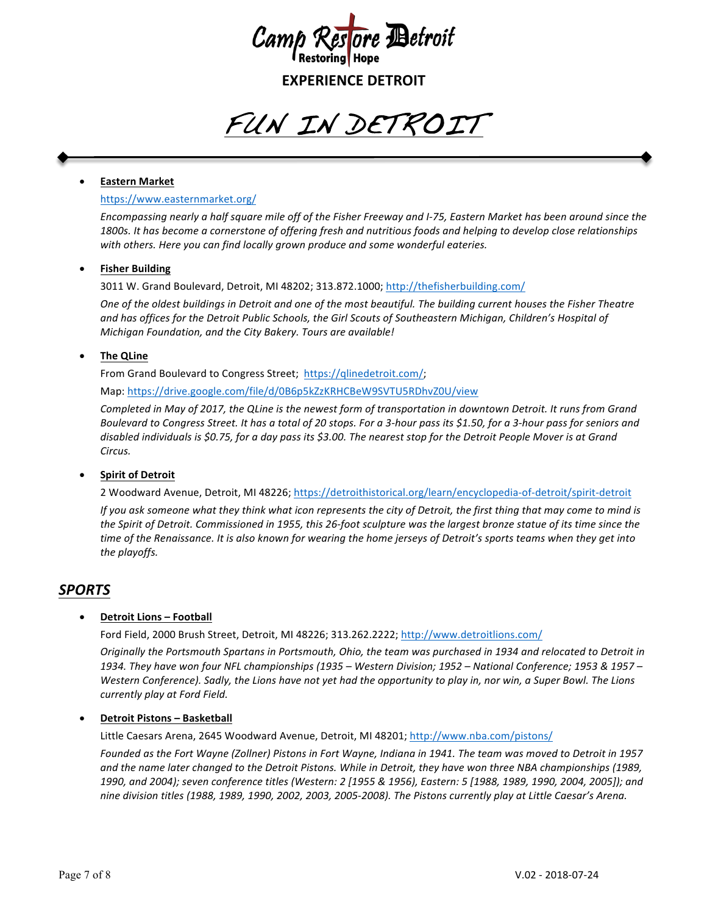**Camp Restore Detroit**
Restoring | Hope

**EXPERIENCE DETROIT**

# FUN IN DETROIT

- **Eastern Market**

  https://www.easternmarket.org/

  *Encompassing nearly a half square mile off of the Fisher Freeway and I-75, Eastern Market has been around since the 1800s. It has become a cornerstone of offering fresh and nutritious foods and helping to develop close relationships with others. Here you can find locally grown produce and some wonderful eateries.*

- **Fisher Building**

  3011 W. Grand Boulevard, Detroit, MI 48202; 313.872.1000; http://thefisherbuilding.com/

  *One of the oldest buildings in Detroit and one of the most beautiful. The building current houses the Fisher Theatre and has offices for the Detroit Public Schools, the Girl Scouts of Southeastern Michigan, Children's Hospital of Michigan Foundation, and the City Bakery. Tours are available!*

- **The QLine**

  From Grand Boulevard to Congress Street; https://qlinedetroit.com/;

  Map: https://drive.google.com/file/d/0B6p5kZzKRHCBeW9SVTU5RDhvZ0U/view

  *Completed in May of 2017, the QLine is the newest form of transportation in downtown Detroit. It runs from Grand Boulevard to Congress Street. It has a total of 20 stops. For a 3-hour pass its $1.50, for a 3-hour pass for seniors and disabled individuals is $0.75, for a day pass its $3.00. The nearest stop for the Detroit People Mover is at Grand Circus.*

- **Spirit of Detroit**

  2 Woodward Avenue, Detroit, MI 48226; https://detroithistorical.org/learn/encyclopedia-of-detroit/spirit-detroit

  *If you ask someone what they think what icon represents the city of Detroit, the first thing that may come to mind is the Spirit of Detroit. Commissioned in 1955, this 26-foot sculpture was the largest bronze statue of its time since the time of the Renaissance. It is also known for wearing the home jerseys of Detroit's sports teams when they get into the playoffs.*

## SPORTS

- **Detroit Lions – Football**

  Ford Field, 2000 Brush Street, Detroit, MI 48226; 313.262.2222; http://www.detroitlions.com/

  *Originally the Portsmouth Spartans in Portsmouth, Ohio, the team was purchased in 1934 and relocated to Detroit in 1934. They have won four NFL championships (1935 – Western Division; 1952 – National Conference; 1953 & 1957 – Western Conference). Sadly, the Lions have not yet had the opportunity to play in, nor win, a Super Bowl. The Lions currently play at Ford Field.*

- **Detroit Pistons – Basketball**

  Little Caesars Arena, 2645 Woodward Avenue, Detroit, MI 48201; http://www.nba.com/pistons/

  *Founded as the Fort Wayne (Zollner) Pistons in Fort Wayne, Indiana in 1941. The team was moved to Detroit in 1957 and the name later changed to the Detroit Pistons. While in Detroit, they have won three NBA championships (1989, 1990, and 2004); seven conference titles (Western: 2 [1955 & 1956], Eastern: 5 [1988, 1989, 1990, 2004, 2005]); and nine division titles (1988, 1989, 1990, 2002, 2003, 2005-2008). The Pistons currently play at Little Caesar's Arena.*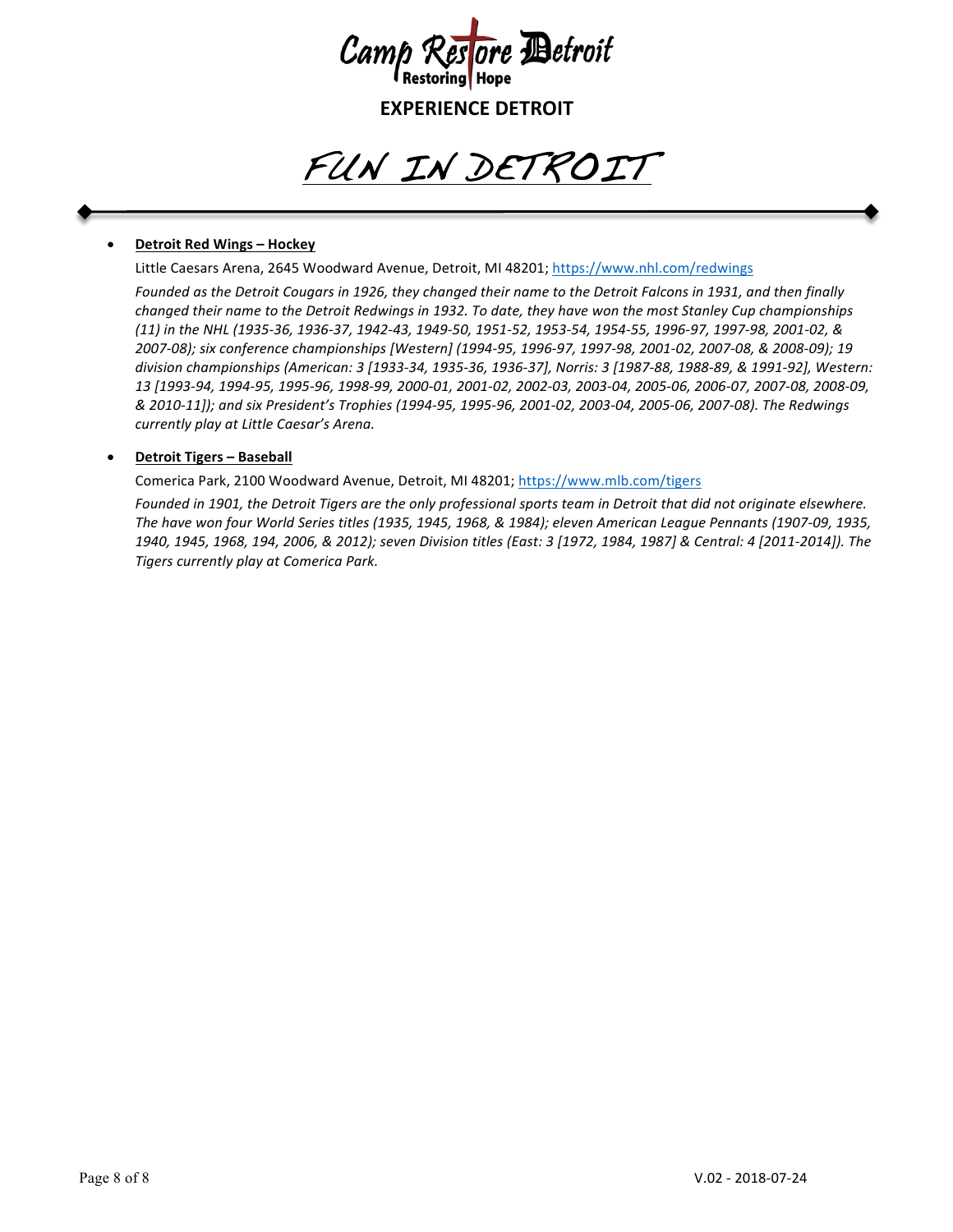Camp Restore Detroit

Restoring Hope

**EXPERIENCE DETROIT**

# FUN IN DETROIT

- **Detroit Red Wings – Hockey**

  Little Caesars Arena, 2645 Woodward Avenue, Detroit, MI 48201; https://www.nhl.com/redwings

  *Founded as the Detroit Cougars in 1926, they changed their name to the Detroit Falcons in 1931, and then finally changed their name to the Detroit Redwings in 1932. To date, they have won the most Stanley Cup championships (11) in the NHL (1935-36, 1936-37, 1942-43, 1949-50, 1951-52, 1953-54, 1954-55, 1996-97, 1997-98, 2001-02, & 2007-08); six conference championships [Western] (1994-95, 1996-97, 1997-98, 2001-02, 2007-08, & 2008-09); 19 division championships (American: 3 [1933-34, 1935-36, 1936-37], Norris: 3 [1987-88, 1988-89, & 1991-92], Western: 13 [1993-94, 1994-95, 1995-96, 1998-99, 2000-01, 2001-02, 2002-03, 2003-04, 2005-06, 2006-07, 2007-08, 2008-09, & 2010-11]); and six President's Trophies (1994-95, 1995-96, 2001-02, 2003-04, 2005-06, 2007-08). The Redwings currently play at Little Caesar's Arena.*

- **Detroit Tigers – Baseball**

  Comerica Park, 2100 Woodward Avenue, Detroit, MI 48201; https://www.mlb.com/tigers

  *Founded in 1901, the Detroit Tigers are the only professional sports team in Detroit that did not originate elsewhere. The have won four World Series titles (1935, 1945, 1968, & 1984); eleven American League Pennants (1907-09, 1935, 1940, 1945, 1968, 194, 2006, & 2012); seven Division titles (East: 3 [1972, 1984, 1987] & Central: 4 [2011-2014]). The Tigers currently play at Comerica Park.*